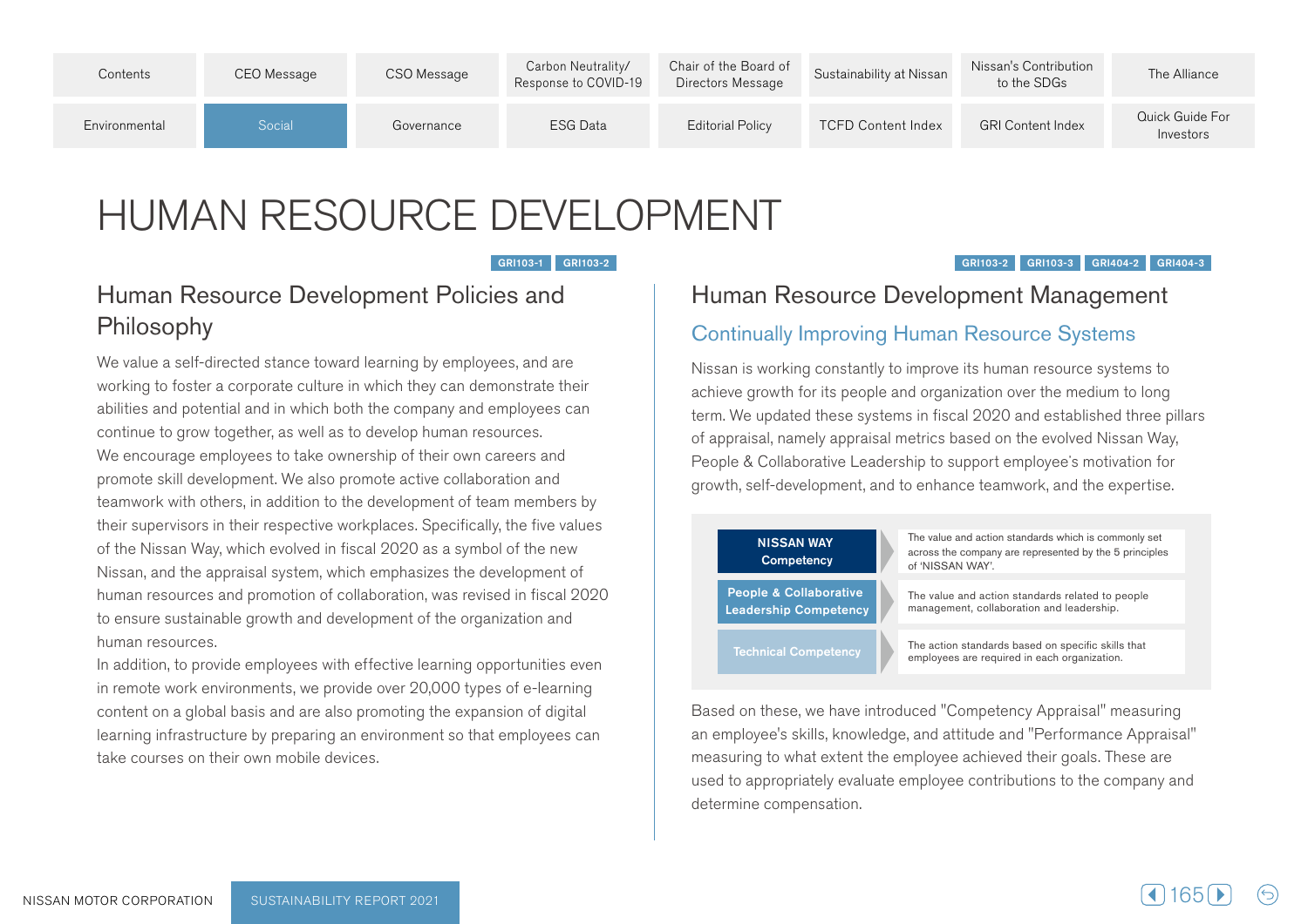# HUMAN RESOURCE DEVELOPMENT

GRI103-1 GRI103-2

## Human Resource Development Policies and Philosophy

We value a self-directed stance toward learning by employees, and are working to foster a corporate culture in which they can demonstrate their abilities and potential and in which both the company and employees can continue to grow together, as well as to develop human resources.
We encourage employees to take ownership of their own careers and promote skill development. We also promote active collaboration and teamwork with others, in addition to the development of team members by their supervisors in their respective workplaces. Specifically, the five values of the Nissan Way, which evolved in fiscal 2020 as a symbol of the new Nissan, and the appraisal system, which emphasizes the development of human resources and promotion of collaboration, was revised in fiscal 2020 to ensure sustainable growth and development of the organization and human resources.
In addition, to provide employees with effective learning opportunities even in remote work environments, we provide over 20,000 types of e-learning content on a global basis and are also promoting the expansion of digital learning infrastructure by preparing an environment so that employees can take courses on their own mobile devices.

GRI103-2 GRI103-3 GRI404-2 GRI404-3

## Human Resource Development Management

### Continually Improving Human Resource Systems

Nissan is working constantly to improve its human resource systems to achieve growth for its people and organization over the medium to long term. We updated these systems in fiscal 2020 and established three pillars of appraisal, namely appraisal metrics based on the evolved Nissan Way, People & Collaborative Leadership to support employee's motivation for growth, self-development, and to enhance teamwork, and the expertise.

| Competency | Description |
|---|---|
| NISSAN WAY Competency | The value and action standards which is commonly set across the company are represented by the 5 principles of 'NISSAN WAY'. |
| People & Collaborative Leadership Competency | The value and action standards related to people management, collaboration and leadership. |
| Technical Competency | The action standards based on specific skills that employees are required in each organization. |

Based on these, we have introduced "Competency Appraisal" measuring an employee's skills, knowledge, and attitude and "Performance Appraisal" measuring to what extent the employee achieved their goals. These are used to appropriately evaluate employee contributions to the company and determine compensation.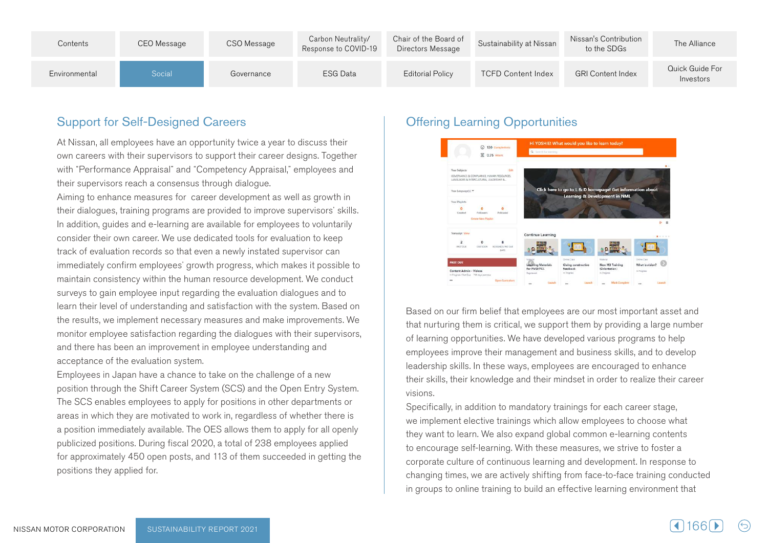## Support for Self-Designed Careers

At Nissan, all employees have an opportunity twice a year to discuss their own careers with their supervisors to support their career designs. Together with "Performance Appraisal" and "Competency Appraisal," employees and their supervisors reach a consensus through dialogue.

Aiming to enhance measures for career development as well as growth in their dialogues, training programs are provided to improve supervisors' skills. In addition, guides and e-learning are available for employees to voluntarily consider their own career. We use dedicated tools for evaluation to keep track of evaluation records so that even a newly instated supervisor can immediately confirm employees' growth progress, which makes it possible to maintain consistency within the human resource development. We conduct surveys to gain employee input regarding the evaluation dialogues and to learn their level of understanding and satisfaction with the system. Based on the results, we implement necessary measures and make improvements. We monitor employee satisfaction regarding the dialogues with their supervisors, and there has been an improvement in employee understanding and acceptance of the evaluation system.

Employees in Japan have a chance to take on the challenge of a new position through the Shift Career System (SCS) and the Open Entry System. The SCS enables employees to apply for positions in other departments or areas in which they are motivated to work in, regardless of whether there is a position immediately available. The OES allows them to apply for all openly publicized positions. During fiscal 2020, a total of 238 employees applied for approximately 450 open posts, and 113 of them succeeded in getting the positions they applied for.

## Offering Learning Opportunities

Based on our firm belief that employees are our most important asset and that nurturing them is critical, we support them by providing a large number of learning opportunities. We have developed various programs to help employees improve their management and business skills, and to develop leadership skills. In these ways, employees are encouraged to enhance their skills, their knowledge and their mindset in order to realize their career visions.

Specifically, in addition to mandatory trainings for each career stage, we implement elective trainings which allow employees to choose what they want to learn. We also expand global common e-learning contents to encourage self-learning. With these measures, we strive to foster a corporate culture of continuous learning and development. In response to changing times, we are actively shifting from face-to-face training conducted in groups to online training to build an effective learning environment that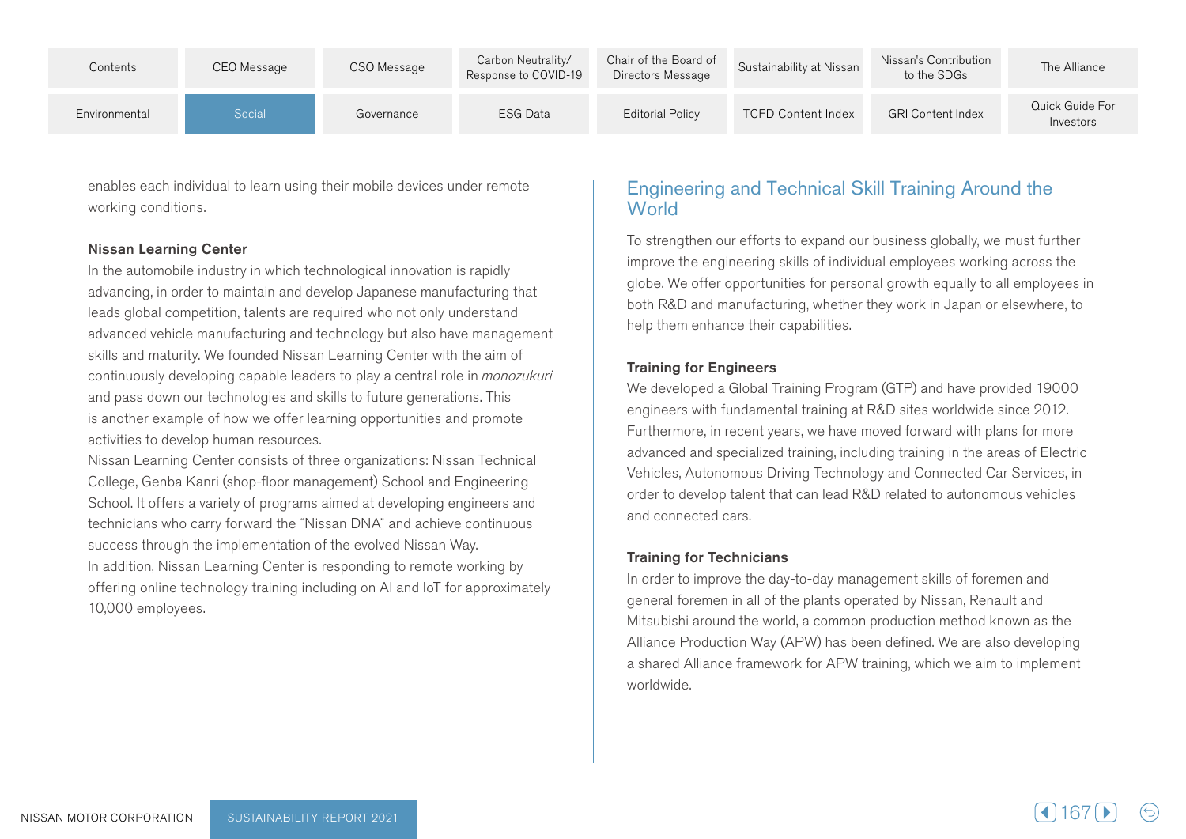enables each individual to learn using their mobile devices under remote working conditions.

### Nissan Learning Center

In the automobile industry in which technological innovation is rapidly advancing, in order to maintain and develop Japanese manufacturing that leads global competition, talents are required who not only understand advanced vehicle manufacturing and technology but also have management skills and maturity. We founded Nissan Learning Center with the aim of continuously developing capable leaders to play a central role in *monozukuri* and pass down our technologies and skills to future generations. This is another example of how we offer learning opportunities and promote activities to develop human resources.

Nissan Learning Center consists of three organizations: Nissan Technical College, Genba Kanri (shop-floor management) School and Engineering School. It offers a variety of programs aimed at developing engineers and technicians who carry forward the "Nissan DNA" and achieve continuous success through the implementation of the evolved Nissan Way.

In addition, Nissan Learning Center is responding to remote working by offering online technology training including on AI and IoT for approximately 10,000 employees.

## Engineering and Technical Skill Training Around the World

To strengthen our efforts to expand our business globally, we must further improve the engineering skills of individual employees working across the globe. We offer opportunities for personal growth equally to all employees in both R&D and manufacturing, whether they work in Japan or elsewhere, to help them enhance their capabilities.

### Training for Engineers

We developed a Global Training Program (GTP) and have provided 19000 engineers with fundamental training at R&D sites worldwide since 2012. Furthermore, in recent years, we have moved forward with plans for more advanced and specialized training, including training in the areas of Electric Vehicles, Autonomous Driving Technology and Connected Car Services, in order to develop talent that can lead R&D related to autonomous vehicles and connected cars.

### Training for Technicians

In order to improve the day-to-day management skills of foremen and general foremen in all of the plants operated by Nissan, Renault and Mitsubishi around the world, a common production method known as the Alliance Production Way (APW) has been defined. We are also developing a shared Alliance framework for APW training, which we aim to implement worldwide.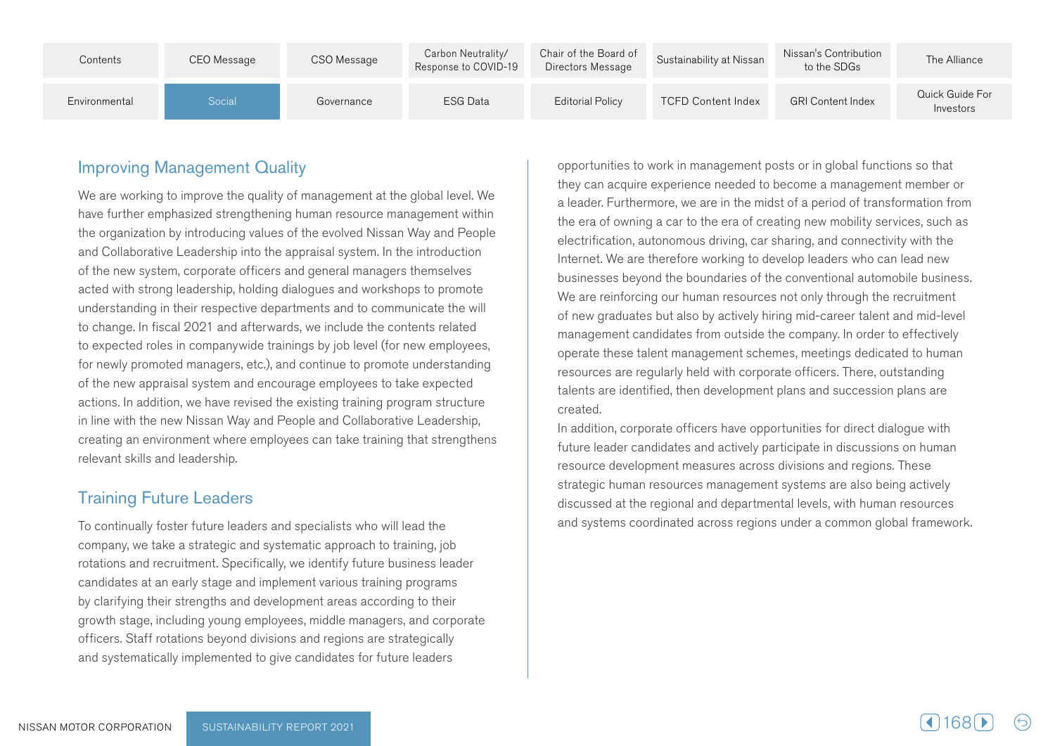## Improving Management Quality

We are working to improve the quality of management at the global level. We have further emphasized strengthening human resource management within the organization by introducing values of the evolved Nissan Way and People and Collaborative Leadership into the appraisal system. In the introduction of the new system, corporate officers and general managers themselves acted with strong leadership, holding dialogues and workshops to promote understanding in their respective departments and to communicate the will to change. In fiscal 2021 and afterwards, we include the contents related to expected roles in companywide trainings by job level (for new employees, for newly promoted managers, etc.), and continue to promote understanding of the new appraisal system and encourage employees to take expected actions. In addition, we have revised the existing training program structure in line with the new Nissan Way and People and Collaborative Leadership, creating an environment where employees can take training that strengthens relevant skills and leadership.

## Training Future Leaders

To continually foster future leaders and specialists who will lead the company, we take a strategic and systematic approach to training, job rotations and recruitment. Specifically, we identify future business leader candidates at an early stage and implement various training programs by clarifying their strengths and development areas according to their growth stage, including young employees, middle managers, and corporate officers. Staff rotations beyond divisions and regions are strategically and systematically implemented to give candidates for future leaders opportunities to work in management posts or in global functions so that they can acquire experience needed to become a management member or a leader. Furthermore, we are in the midst of a period of transformation from the era of owning a car to the era of creating new mobility services, such as electrification, autonomous driving, car sharing, and connectivity with the Internet. We are therefore working to develop leaders who can lead new businesses beyond the boundaries of the conventional automobile business. We are reinforcing our human resources not only through the recruitment of new graduates but also by actively hiring mid-career talent and mid-level management candidates from outside the company. In order to effectively operate these talent management schemes, meetings dedicated to human resources are regularly held with corporate officers. There, outstanding talents are identified, then development plans and succession plans are created.

In addition, corporate officers have opportunities for direct dialogue with future leader candidates and actively participate in discussions on human resource development measures across divisions and regions. These strategic human resources management systems are also being actively discussed at the regional and departmental levels, with human resources and systems coordinated across regions under a common global framework.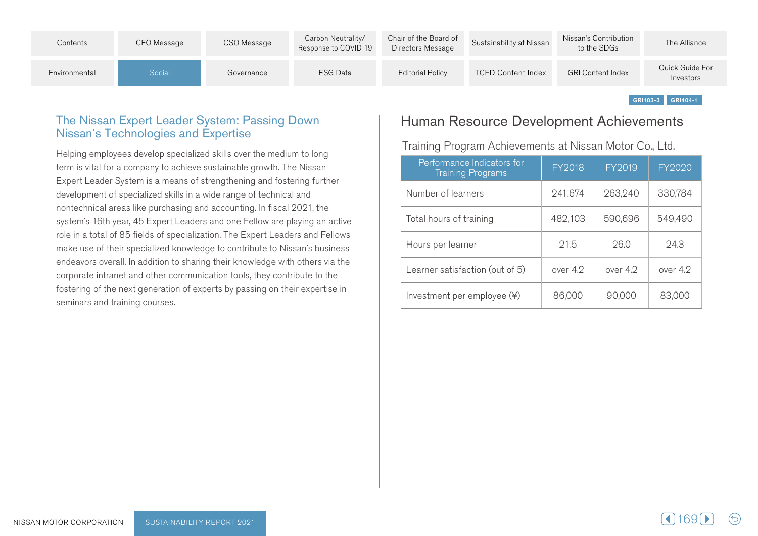GRI103-3 GRI404-1

## The Nissan Expert Leader System: Passing Down Nissan's Technologies and Expertise

Helping employees develop specialized skills over the medium to long term is vital for a company to achieve sustainable growth. The Nissan Expert Leader System is a means of strengthening and fostering further development of specialized skills in a wide range of technical and nontechnical areas like purchasing and accounting. In fiscal 2021, the system's 16th year, 45 Expert Leaders and one Fellow are playing an active role in a total of 85 fields of specialization. The Expert Leaders and Fellows make use of their specialized knowledge to contribute to Nissan's business endeavors overall. In addition to sharing their knowledge with others via the corporate intranet and other communication tools, they contribute to the fostering of the next generation of experts by passing on their expertise in seminars and training courses.

# Human Resource Development Achievements

### Training Program Achievements at Nissan Motor Co., Ltd.

| Performance Indicators for Training Programs | FY2018 | FY2019 | FY2020 |
|---|---|---|---|
| Number of learners | 241,674 | 263,240 | 330,784 |
| Total hours of training | 482,103 | 590,696 | 549,490 |
| Hours per learner | 21.5 | 26.0 | 24.3 |
| Learner satisfaction (out of 5) | over 4.2 | over 4.2 | over 4.2 |
| Investment per employee (¥) | 86,000 | 90,000 | 83,000 |